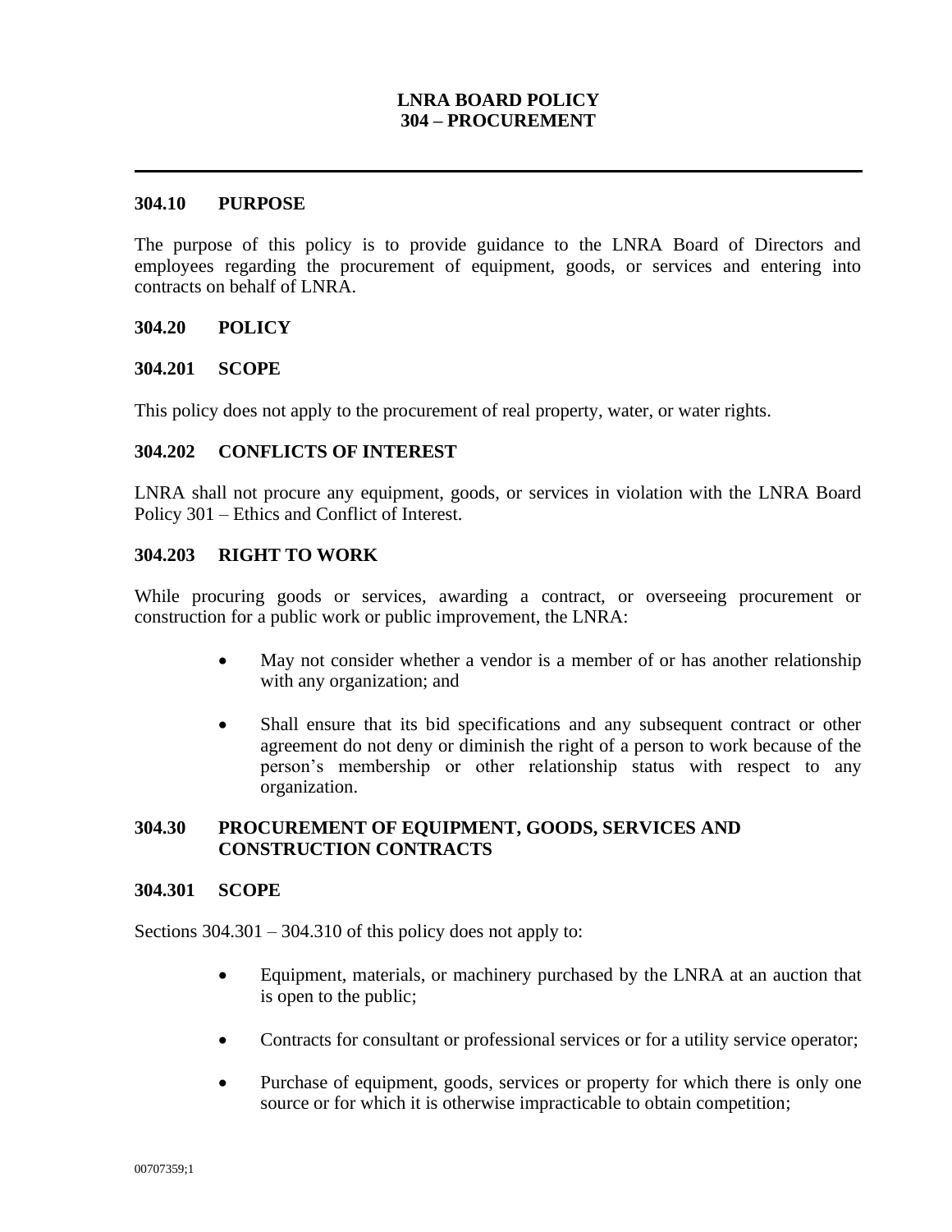# LNRA BOARD POLICY
# 304 – PROCUREMENT

---

## 304.10 PURPOSE

The purpose of this policy is to provide guidance to the LNRA Board of Directors and employees regarding the procurement of equipment, goods, or services and entering into contracts on behalf of LNRA.

## 304.20 POLICY

### 304.201 SCOPE

This policy does not apply to the procurement of real property, water, or water rights.

### 304.202 CONFLICTS OF INTEREST

LNRA shall not procure any equipment, goods, or services in violation with the LNRA Board Policy 301 – Ethics and Conflict of Interest.

### 304.203 RIGHT TO WORK

While procuring goods or services, awarding a contract, or overseeing procurement or construction for a public work or public improvement, the LNRA:

- May not consider whether a vendor is a member of or has another relationship with any organization; and
- Shall ensure that its bid specifications and any subsequent contract or other agreement do not deny or diminish the right of a person to work because of the person's membership or other relationship status with respect to any organization.

## 304.30 PROCUREMENT OF EQUIPMENT, GOODS, SERVICES AND CONSTRUCTION CONTRACTS

### 304.301 SCOPE

Sections 304.301 – 304.310 of this policy does not apply to:

- Equipment, materials, or machinery purchased by the LNRA at an auction that is open to the public;
- Contracts for consultant or professional services or for a utility service operator;
- Purchase of equipment, goods, services or property for which there is only one source or for which it is otherwise impracticable to obtain competition;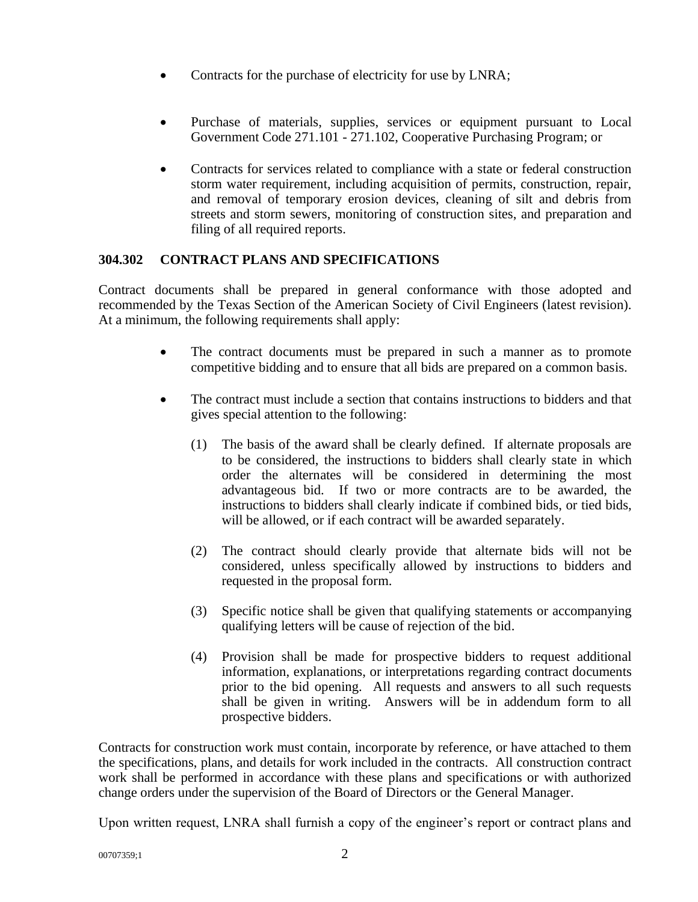- Contracts for the purchase of electricity for use by LNRA;
- Purchase of materials, supplies, services or equipment pursuant to Local Government Code 271.101 - 271.102, Cooperative Purchasing Program; or
- Contracts for services related to compliance with a state or federal construction storm water requirement, including acquisition of permits, construction, repair, and removal of temporary erosion devices, cleaning of silt and debris from streets and storm sewers, monitoring of construction sites, and preparation and filing of all required reports.

### 304.302 CONTRACT PLANS AND SPECIFICATIONS

Contract documents shall be prepared in general conformance with those adopted and recommended by the Texas Section of the American Society of Civil Engineers (latest revision). At a minimum, the following requirements shall apply:

- The contract documents must be prepared in such a manner as to promote competitive bidding and to ensure that all bids are prepared on a common basis.
- The contract must include a section that contains instructions to bidders and that gives special attention to the following:

  (1) The basis of the award shall be clearly defined. If alternate proposals are to be considered, the instructions to bidders shall clearly state in which order the alternates will be considered in determining the most advantageous bid. If two or more contracts are to be awarded, the instructions to bidders shall clearly indicate if combined bids, or tied bids, will be allowed, or if each contract will be awarded separately.

  (2) The contract should clearly provide that alternate bids will not be considered, unless specifically allowed by instructions to bidders and requested in the proposal form.

  (3) Specific notice shall be given that qualifying statements or accompanying qualifying letters will be cause of rejection of the bid.

  (4) Provision shall be made for prospective bidders to request additional information, explanations, or interpretations regarding contract documents prior to the bid opening. All requests and answers to all such requests shall be given in writing. Answers will be in addendum form to all prospective bidders.

Contracts for construction work must contain, incorporate by reference, or have attached to them the specifications, plans, and details for work included in the contracts. All construction contract work shall be performed in accordance with these plans and specifications or with authorized change orders under the supervision of the Board of Directors or the General Manager.

Upon written request, LNRA shall furnish a copy of the engineer's report or contract plans and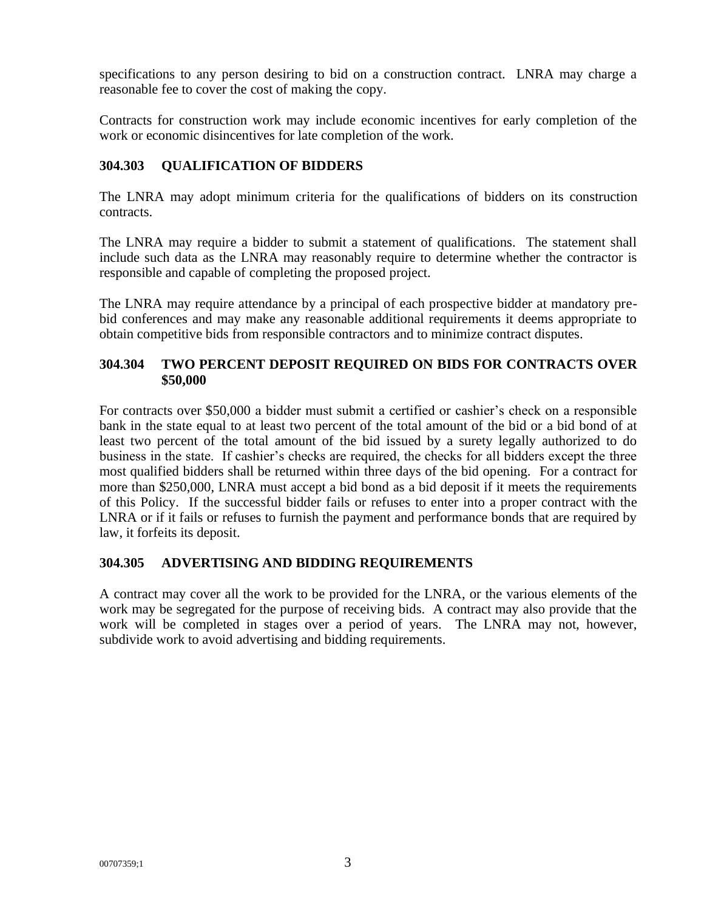specifications to any person desiring to bid on a construction contract. LNRA may charge a reasonable fee to cover the cost of making the copy.

Contracts for construction work may include economic incentives for early completion of the work or economic disincentives for late completion of the work.

### 304.303 QUALIFICATION OF BIDDERS

The LNRA may adopt minimum criteria for the qualifications of bidders on its construction contracts.

The LNRA may require a bidder to submit a statement of qualifications. The statement shall include such data as the LNRA may reasonably require to determine whether the contractor is responsible and capable of completing the proposed project.

The LNRA may require attendance by a principal of each prospective bidder at mandatory pre-bid conferences and may make any reasonable additional requirements it deems appropriate to obtain competitive bids from responsible contractors and to minimize contract disputes.

### 304.304 TWO PERCENT DEPOSIT REQUIRED ON BIDS FOR CONTRACTS OVER $50,000

For contracts over $50,000 a bidder must submit a certified or cashier's check on a responsible bank in the state equal to at least two percent of the total amount of the bid or a bid bond of at least two percent of the total amount of the bid issued by a surety legally authorized to do business in the state. If cashier's checks are required, the checks for all bidders except the three most qualified bidders shall be returned within three days of the bid opening. For a contract for more than $250,000, LNRA must accept a bid bond as a bid deposit if it meets the requirements of this Policy. If the successful bidder fails or refuses to enter into a proper contract with the LNRA or if it fails or refuses to furnish the payment and performance bonds that are required by law, it forfeits its deposit.

### 304.305 ADVERTISING AND BIDDING REQUIREMENTS

A contract may cover all the work to be provided for the LNRA, or the various elements of the work may be segregated for the purpose of receiving bids. A contract may also provide that the work will be completed in stages over a period of years. The LNRA may not, however, subdivide work to avoid advertising and bidding requirements.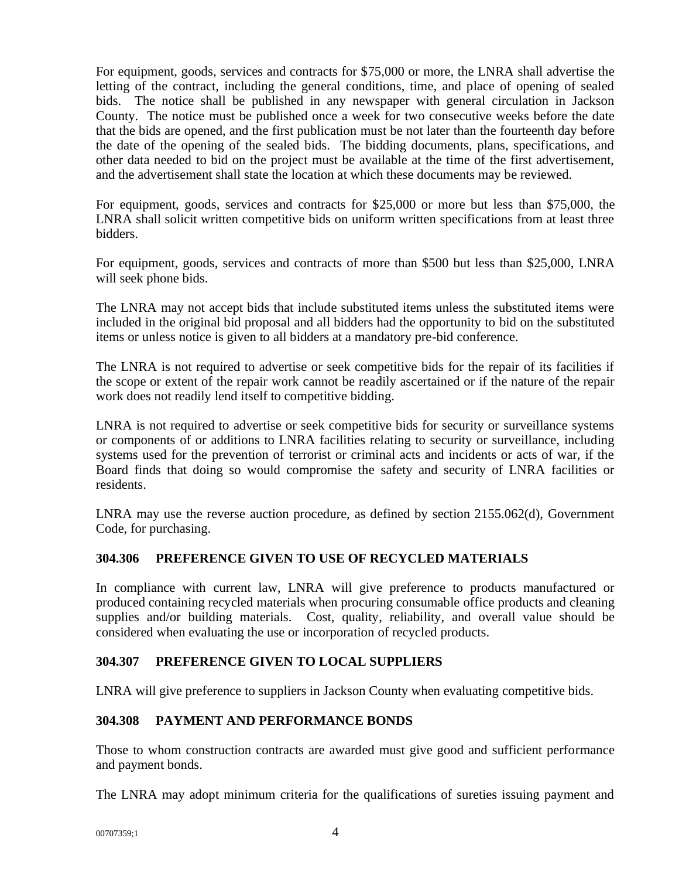For equipment, goods, services and contracts for $75,000 or more, the LNRA shall advertise the letting of the contract, including the general conditions, time, and place of opening of sealed bids. The notice shall be published in any newspaper with general circulation in Jackson County. The notice must be published once a week for two consecutive weeks before the date that the bids are opened, and the first publication must be not later than the fourteenth day before the date of the opening of the sealed bids. The bidding documents, plans, specifications, and other data needed to bid on the project must be available at the time of the first advertisement, and the advertisement shall state the location at which these documents may be reviewed.

For equipment, goods, services and contracts for $25,000 or more but less than $75,000, the LNRA shall solicit written competitive bids on uniform written specifications from at least three bidders.

For equipment, goods, services and contracts of more than $500 but less than $25,000, LNRA will seek phone bids.

The LNRA may not accept bids that include substituted items unless the substituted items were included in the original bid proposal and all bidders had the opportunity to bid on the substituted items or unless notice is given to all bidders at a mandatory pre-bid conference.

The LNRA is not required to advertise or seek competitive bids for the repair of its facilities if the scope or extent of the repair work cannot be readily ascertained or if the nature of the repair work does not readily lend itself to competitive bidding.

LNRA is not required to advertise or seek competitive bids for security or surveillance systems or components of or additions to LNRA facilities relating to security or surveillance, including systems used for the prevention of terrorist or criminal acts and incidents or acts of war, if the Board finds that doing so would compromise the safety and security of LNRA facilities or residents.

LNRA may use the reverse auction procedure, as defined by section 2155.062(d), Government Code, for purchasing.

### 304.306 PREFERENCE GIVEN TO USE OF RECYCLED MATERIALS

In compliance with current law, LNRA will give preference to products manufactured or produced containing recycled materials when procuring consumable office products and cleaning supplies and/or building materials. Cost, quality, reliability, and overall value should be considered when evaluating the use or incorporation of recycled products.

### 304.307 PREFERENCE GIVEN TO LOCAL SUPPLIERS

LNRA will give preference to suppliers in Jackson County when evaluating competitive bids.

### 304.308 PAYMENT AND PERFORMANCE BONDS

Those to whom construction contracts are awarded must give good and sufficient performance and payment bonds.

The LNRA may adopt minimum criteria for the qualifications of sureties issuing payment and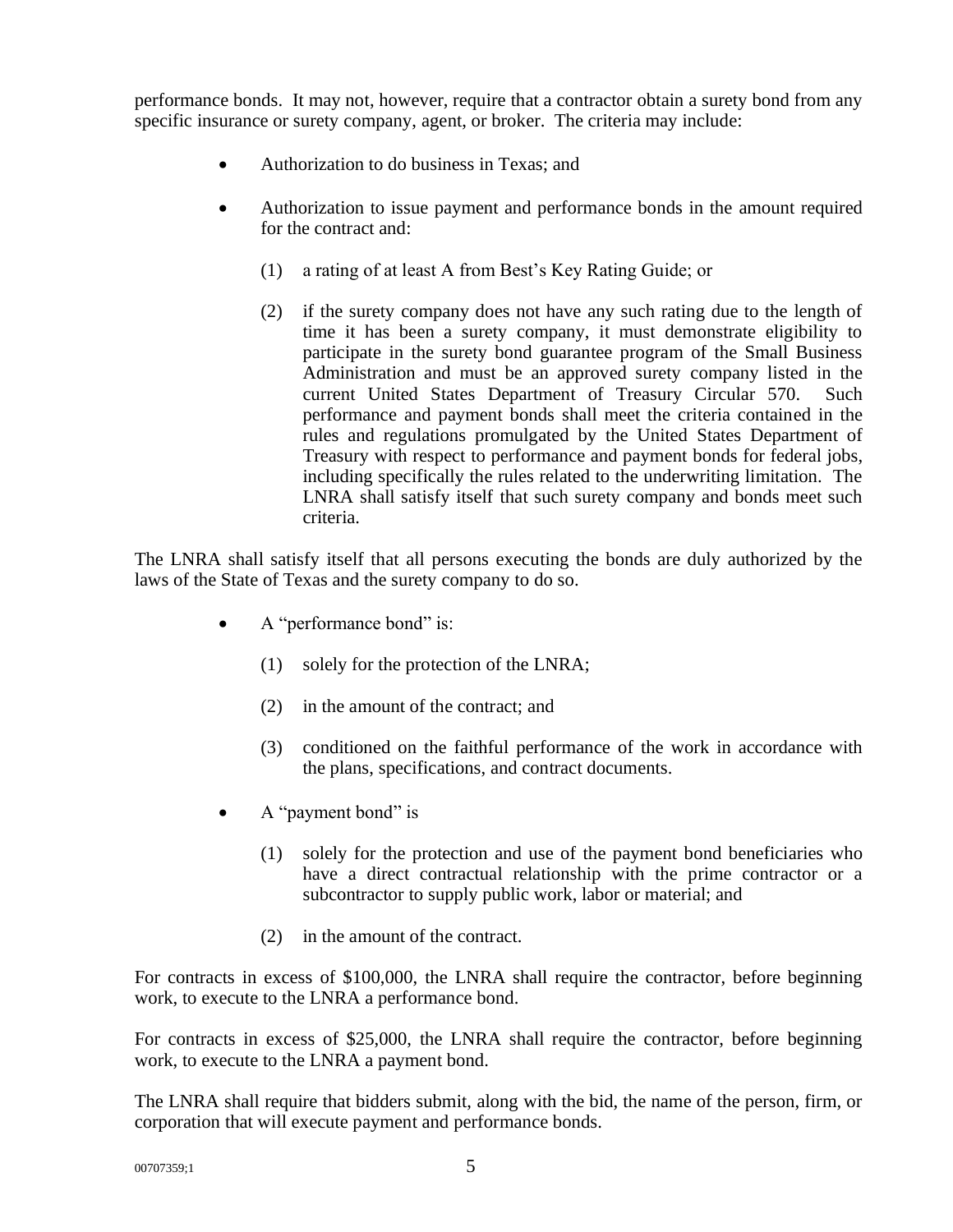performance bonds. It may not, however, require that a contractor obtain a surety bond from any specific insurance or surety company, agent, or broker. The criteria may include:

- Authorization to do business in Texas; and
- Authorization to issue payment and performance bonds in the amount required for the contract and:
    - (1) a rating of at least A from Best's Key Rating Guide; or
    - (2) if the surety company does not have any such rating due to the length of time it has been a surety company, it must demonstrate eligibility to participate in the surety bond guarantee program of the Small Business Administration and must be an approved surety company listed in the current United States Department of Treasury Circular 570. Such performance and payment bonds shall meet the criteria contained in the rules and regulations promulgated by the United States Department of Treasury with respect to performance and payment bonds for federal jobs, including specifically the rules related to the underwriting limitation. The LNRA shall satisfy itself that such surety company and bonds meet such criteria.

The LNRA shall satisfy itself that all persons executing the bonds are duly authorized by the laws of the State of Texas and the surety company to do so.

- A "performance bond" is:
    - (1) solely for the protection of the LNRA;
    - (2) in the amount of the contract; and
    - (3) conditioned on the faithful performance of the work in accordance with the plans, specifications, and contract documents.
- A "payment bond" is
    - (1) solely for the protection and use of the payment bond beneficiaries who have a direct contractual relationship with the prime contractor or a subcontractor to supply public work, labor or material; and
    - (2) in the amount of the contract.

For contracts in excess of $100,000, the LNRA shall require the contractor, before beginning work, to execute to the LNRA a performance bond.

For contracts in excess of $25,000, the LNRA shall require the contractor, before beginning work, to execute to the LNRA a payment bond.

The LNRA shall require that bidders submit, along with the bid, the name of the person, firm, or corporation that will execute payment and performance bonds.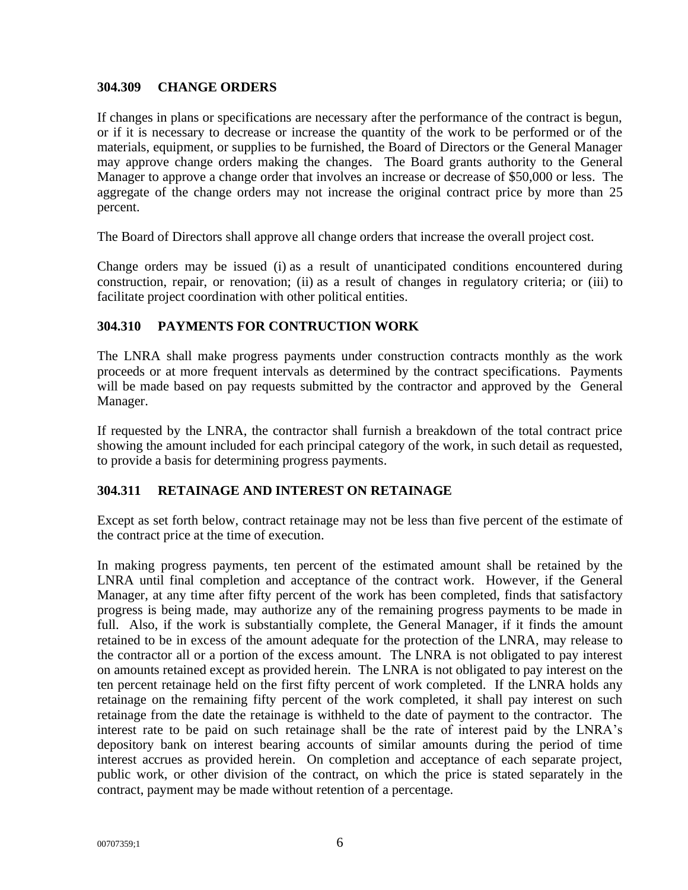### 304.309 CHANGE ORDERS

If changes in plans or specifications are necessary after the performance of the contract is begun, or if it is necessary to decrease or increase the quantity of the work to be performed or of the materials, equipment, or supplies to be furnished, the Board of Directors or the General Manager may approve change orders making the changes. The Board grants authority to the General Manager to approve a change order that involves an increase or decrease of $50,000 or less. The aggregate of the change orders may not increase the original contract price by more than 25 percent.

The Board of Directors shall approve all change orders that increase the overall project cost.

Change orders may be issued (i) as a result of unanticipated conditions encountered during construction, repair, or renovation; (ii) as a result of changes in regulatory criteria; or (iii) to facilitate project coordination with other political entities.

### 304.310 PAYMENTS FOR CONTRUCTION WORK

The LNRA shall make progress payments under construction contracts monthly as the work proceeds or at more frequent intervals as determined by the contract specifications. Payments will be made based on pay requests submitted by the contractor and approved by the General Manager.

If requested by the LNRA, the contractor shall furnish a breakdown of the total contract price showing the amount included for each principal category of the work, in such detail as requested, to provide a basis for determining progress payments.

### 304.311 RETAINAGE AND INTEREST ON RETAINAGE

Except as set forth below, contract retainage may not be less than five percent of the estimate of the contract price at the time of execution.

In making progress payments, ten percent of the estimated amount shall be retained by the LNRA until final completion and acceptance of the contract work. However, if the General Manager, at any time after fifty percent of the work has been completed, finds that satisfactory progress is being made, may authorize any of the remaining progress payments to be made in full. Also, if the work is substantially complete, the General Manager, if it finds the amount retained to be in excess of the amount adequate for the protection of the LNRA, may release to the contractor all or a portion of the excess amount. The LNRA is not obligated to pay interest on amounts retained except as provided herein. The LNRA is not obligated to pay interest on the ten percent retainage held on the first fifty percent of work completed. If the LNRA holds any retainage on the remaining fifty percent of the work completed, it shall pay interest on such retainage from the date the retainage is withheld to the date of payment to the contractor. The interest rate to be paid on such retainage shall be the rate of interest paid by the LNRA's depository bank on interest bearing accounts of similar amounts during the period of time interest accrues as provided herein. On completion and acceptance of each separate project, public work, or other division of the contract, on which the price is stated separately in the contract, payment may be made without retention of a percentage.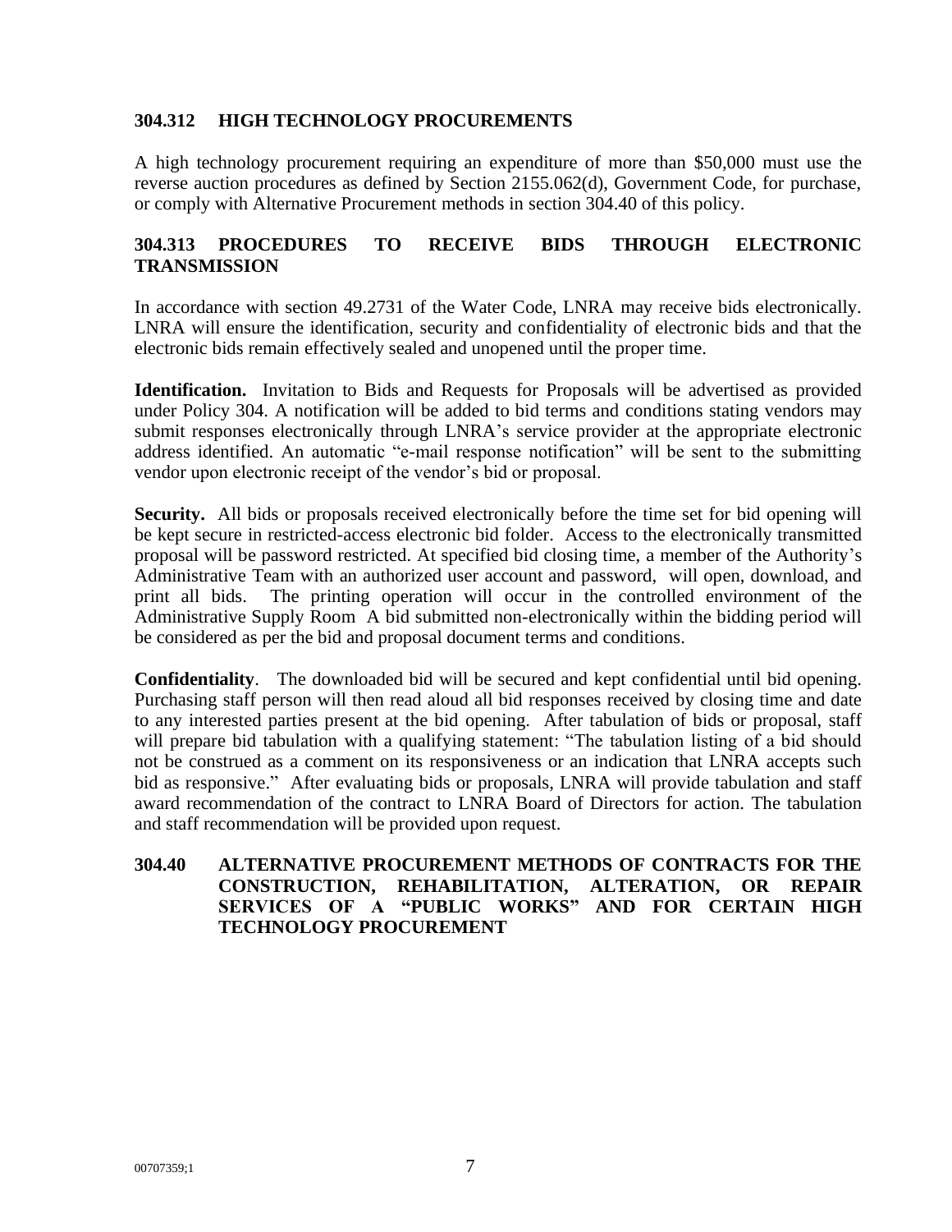### 304.312 HIGH TECHNOLOGY PROCUREMENTS

A high technology procurement requiring an expenditure of more than $50,000 must use the reverse auction procedures as defined by Section 2155.062(d), Government Code, for purchase, or comply with Alternative Procurement methods in section 304.40 of this policy.

### 304.313 PROCEDURES TO RECEIVE BIDS THROUGH ELECTRONIC TRANSMISSION

In accordance with section 49.2731 of the Water Code, LNRA may receive bids electronically. LNRA will ensure the identification, security and confidentiality of electronic bids and that the electronic bids remain effectively sealed and unopened until the proper time.

**Identification.** Invitation to Bids and Requests for Proposals will be advertised as provided under Policy 304. A notification will be added to bid terms and conditions stating vendors may submit responses electronically through LNRA's service provider at the appropriate electronic address identified. An automatic "e-mail response notification" will be sent to the submitting vendor upon electronic receipt of the vendor's bid or proposal.

**Security.** All bids or proposals received electronically before the time set for bid opening will be kept secure in restricted-access electronic bid folder. Access to the electronically transmitted proposal will be password restricted. At specified bid closing time, a member of the Authority's Administrative Team with an authorized user account and password, will open, download, and print all bids. The printing operation will occur in the controlled environment of the Administrative Supply Room A bid submitted non-electronically within the bidding period will be considered as per the bid and proposal document terms and conditions.

**Confidentiality**. The downloaded bid will be secured and kept confidential until bid opening. Purchasing staff person will then read aloud all bid responses received by closing time and date to any interested parties present at the bid opening. After tabulation of bids or proposal, staff will prepare bid tabulation with a qualifying statement: "The tabulation listing of a bid should not be construed as a comment on its responsiveness or an indication that LNRA accepts such bid as responsive." After evaluating bids or proposals, LNRA will provide tabulation and staff award recommendation of the contract to LNRA Board of Directors for action. The tabulation and staff recommendation will be provided upon request.

### 304.40 ALTERNATIVE PROCUREMENT METHODS OF CONTRACTS FOR THE CONSTRUCTION, REHABILITATION, ALTERATION, OR REPAIR SERVICES OF A "PUBLIC WORKS" AND FOR CERTAIN HIGH TECHNOLOGY PROCUREMENT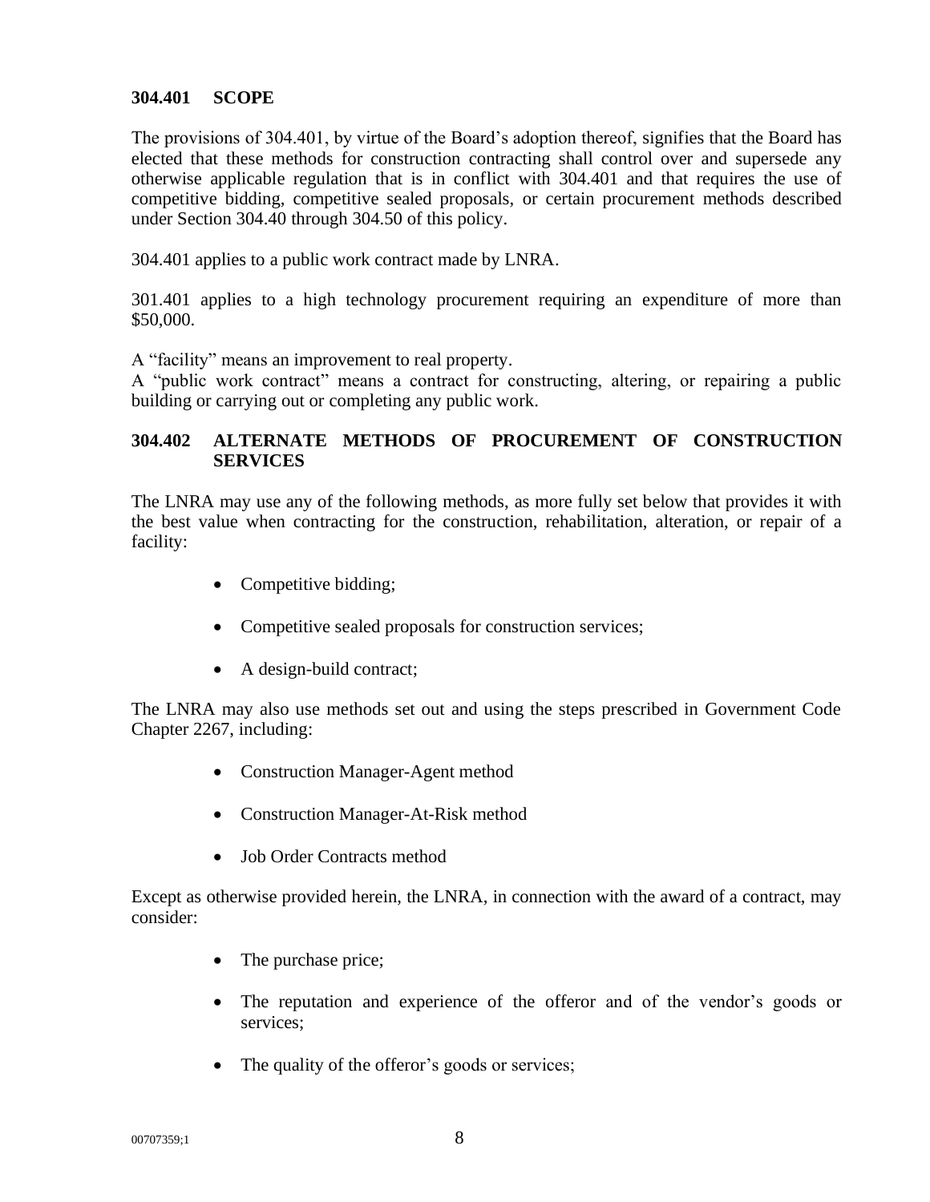### 304.401 SCOPE

The provisions of 304.401, by virtue of the Board's adoption thereof, signifies that the Board has elected that these methods for construction contracting shall control over and supersede any otherwise applicable regulation that is in conflict with 304.401 and that requires the use of competitive bidding, competitive sealed proposals, or certain procurement methods described under Section 304.40 through 304.50 of this policy.

304.401 applies to a public work contract made by LNRA.

301.401 applies to a high technology procurement requiring an expenditure of more than $50,000.

A "facility" means an improvement to real property.
A "public work contract" means a contract for constructing, altering, or repairing a public building or carrying out or completing any public work.

### 304.402 ALTERNATE METHODS OF PROCUREMENT OF CONSTRUCTION SERVICES

The LNRA may use any of the following methods, as more fully set below that provides it with the best value when contracting for the construction, rehabilitation, alteration, or repair of a facility:

- Competitive bidding;
- Competitive sealed proposals for construction services;
- A design-build contract;

The LNRA may also use methods set out and using the steps prescribed in Government Code Chapter 2267, including:

- Construction Manager-Agent method
- Construction Manager-At-Risk method
- Job Order Contracts method

Except as otherwise provided herein, the LNRA, in connection with the award of a contract, may consider:

- The purchase price;
- The reputation and experience of the offeror and of the vendor's goods or services;
- The quality of the offeror's goods or services;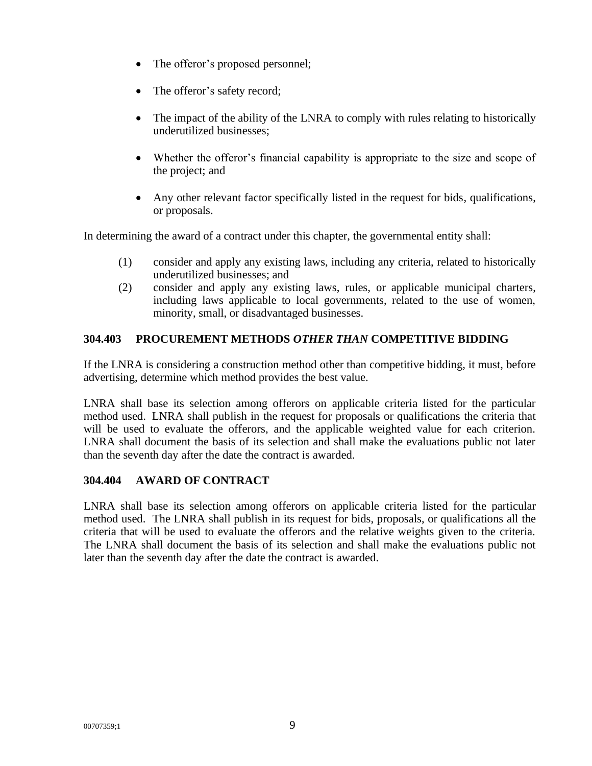- The offeror's proposed personnel;
- The offeror's safety record;
- The impact of the ability of the LNRA to comply with rules relating to historically underutilized businesses;
- Whether the offeror's financial capability is appropriate to the size and scope of the project; and
- Any other relevant factor specifically listed in the request for bids, qualifications, or proposals.

In determining the award of a contract under this chapter, the governmental entity shall:

(1) consider and apply any existing laws, including any criteria, related to historically underutilized businesses; and

(2) consider and apply any existing laws, rules, or applicable municipal charters, including laws applicable to local governments, related to the use of women, minority, small, or disadvantaged businesses.

## 304.403 PROCUREMENT METHODS *OTHER THAN* COMPETITIVE BIDDING

If the LNRA is considering a construction method other than competitive bidding, it must, before advertising, determine which method provides the best value.

LNRA shall base its selection among offerors on applicable criteria listed for the particular method used. LNRA shall publish in the request for proposals or qualifications the criteria that will be used to evaluate the offerors, and the applicable weighted value for each criterion. LNRA shall document the basis of its selection and shall make the evaluations public not later than the seventh day after the date the contract is awarded.

## 304.404 AWARD OF CONTRACT

LNRA shall base its selection among offerors on applicable criteria listed for the particular method used. The LNRA shall publish in its request for bids, proposals, or qualifications all the criteria that will be used to evaluate the offerors and the relative weights given to the criteria. The LNRA shall document the basis of its selection and shall make the evaluations public not later than the seventh day after the date the contract is awarded.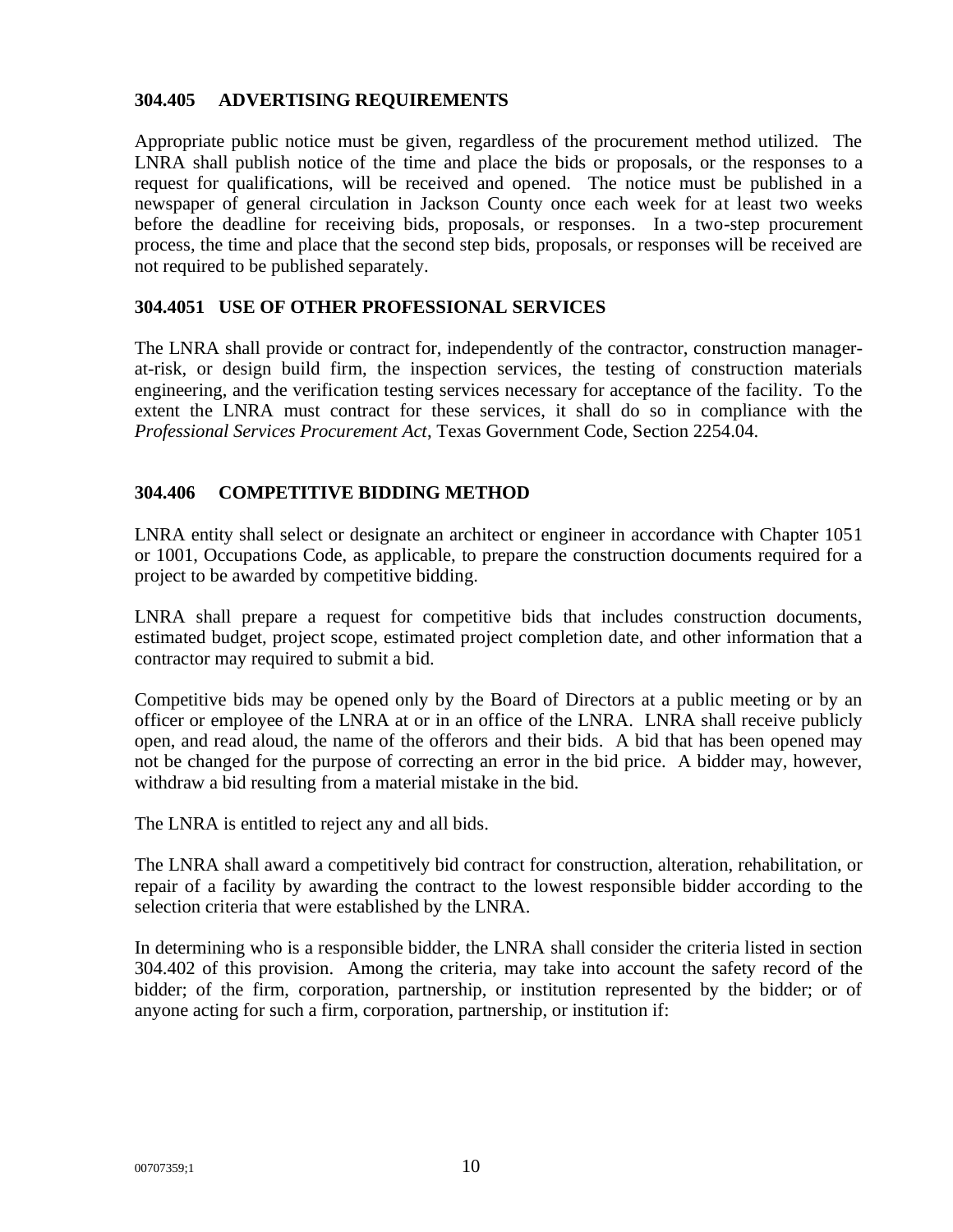### 304.405 ADVERTISING REQUIREMENTS

Appropriate public notice must be given, regardless of the procurement method utilized. The LNRA shall publish notice of the time and place the bids or proposals, or the responses to a request for qualifications, will be received and opened. The notice must be published in a newspaper of general circulation in Jackson County once each week for at least two weeks before the deadline for receiving bids, proposals, or responses. In a two-step procurement process, the time and place that the second step bids, proposals, or responses will be received are not required to be published separately.

### 304.4051 USE OF OTHER PROFESSIONAL SERVICES

The LNRA shall provide or contract for, independently of the contractor, construction manager-at-risk, or design build firm, the inspection services, the testing of construction materials engineering, and the verification testing services necessary for acceptance of the facility. To the extent the LNRA must contract for these services, it shall do so in compliance with the *Professional Services Procurement Act*, Texas Government Code, Section 2254.04.

### 304.406 COMPETITIVE BIDDING METHOD

LNRA entity shall select or designate an architect or engineer in accordance with Chapter 1051 or 1001, Occupations Code, as applicable, to prepare the construction documents required for a project to be awarded by competitive bidding.

LNRA shall prepare a request for competitive bids that includes construction documents, estimated budget, project scope, estimated project completion date, and other information that a contractor may required to submit a bid.

Competitive bids may be opened only by the Board of Directors at a public meeting or by an officer or employee of the LNRA at or in an office of the LNRA. LNRA shall receive publicly open, and read aloud, the name of the offerors and their bids. A bid that has been opened may not be changed for the purpose of correcting an error in the bid price. A bidder may, however, withdraw a bid resulting from a material mistake in the bid.

The LNRA is entitled to reject any and all bids.

The LNRA shall award a competitively bid contract for construction, alteration, rehabilitation, or repair of a facility by awarding the contract to the lowest responsible bidder according to the selection criteria that were established by the LNRA.

In determining who is a responsible bidder, the LNRA shall consider the criteria listed in section 304.402 of this provision. Among the criteria, may take into account the safety record of the bidder; of the firm, corporation, partnership, or institution represented by the bidder; or of anyone acting for such a firm, corporation, partnership, or institution if: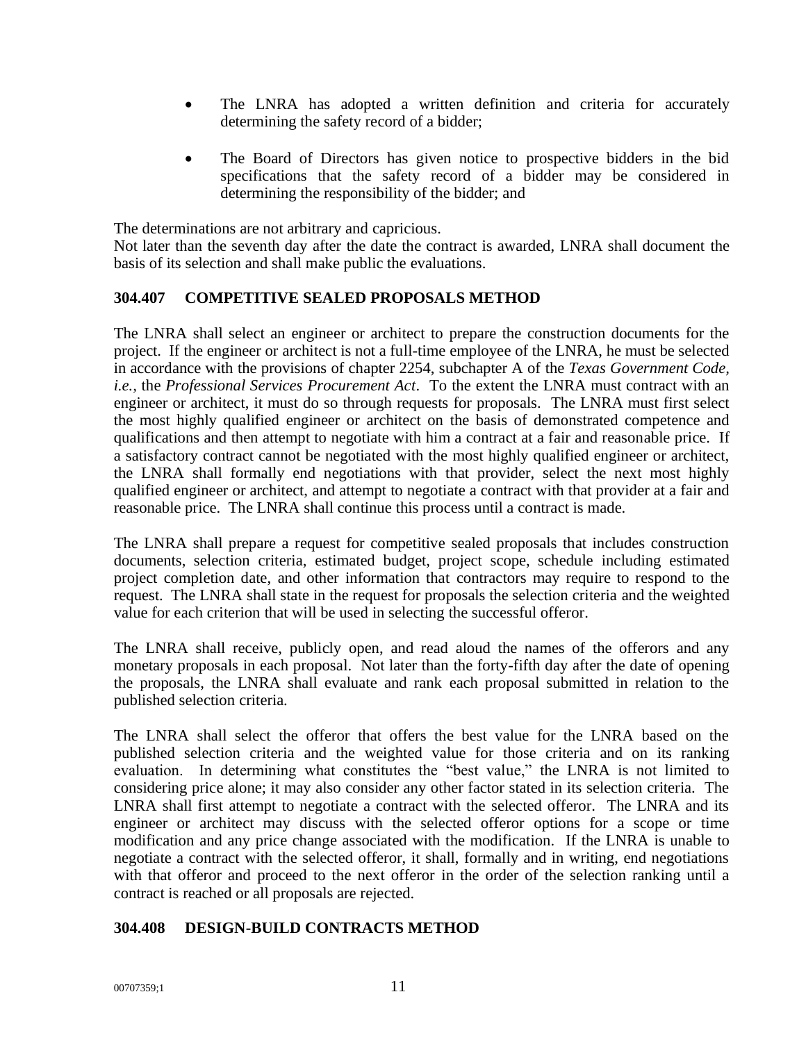- The LNRA has adopted a written definition and criteria for accurately determining the safety record of a bidder;
- The Board of Directors has given notice to prospective bidders in the bid specifications that the safety record of a bidder may be considered in determining the responsibility of the bidder; and

The determinations are not arbitrary and capricious.
Not later than the seventh day after the date the contract is awarded, LNRA shall document the basis of its selection and shall make public the evaluations.

### 304.407 COMPETITIVE SEALED PROPOSALS METHOD

The LNRA shall select an engineer or architect to prepare the construction documents for the project. If the engineer or architect is not a full-time employee of the LNRA, he must be selected in accordance with the provisions of chapter 2254, subchapter A of the *Texas Government Code, i.e.,* the *Professional Services Procurement Act*. To the extent the LNRA must contract with an engineer or architect, it must do so through requests for proposals. The LNRA must first select the most highly qualified engineer or architect on the basis of demonstrated competence and qualifications and then attempt to negotiate with him a contract at a fair and reasonable price. If a satisfactory contract cannot be negotiated with the most highly qualified engineer or architect, the LNRA shall formally end negotiations with that provider, select the next most highly qualified engineer or architect, and attempt to negotiate a contract with that provider at a fair and reasonable price. The LNRA shall continue this process until a contract is made.

The LNRA shall prepare a request for competitive sealed proposals that includes construction documents, selection criteria, estimated budget, project scope, schedule including estimated project completion date, and other information that contractors may require to respond to the request. The LNRA shall state in the request for proposals the selection criteria and the weighted value for each criterion that will be used in selecting the successful offeror.

The LNRA shall receive, publicly open, and read aloud the names of the offerors and any monetary proposals in each proposal. Not later than the forty-fifth day after the date of opening the proposals, the LNRA shall evaluate and rank each proposal submitted in relation to the published selection criteria.

The LNRA shall select the offeror that offers the best value for the LNRA based on the published selection criteria and the weighted value for those criteria and on its ranking evaluation. In determining what constitutes the "best value," the LNRA is not limited to considering price alone; it may also consider any other factor stated in its selection criteria. The LNRA shall first attempt to negotiate a contract with the selected offeror. The LNRA and its engineer or architect may discuss with the selected offeror options for a scope or time modification and any price change associated with the modification. If the LNRA is unable to negotiate a contract with the selected offeror, it shall, formally and in writing, end negotiations with that offeror and proceed to the next offeror in the order of the selection ranking until a contract is reached or all proposals are rejected.

### 304.408 DESIGN-BUILD CONTRACTS METHOD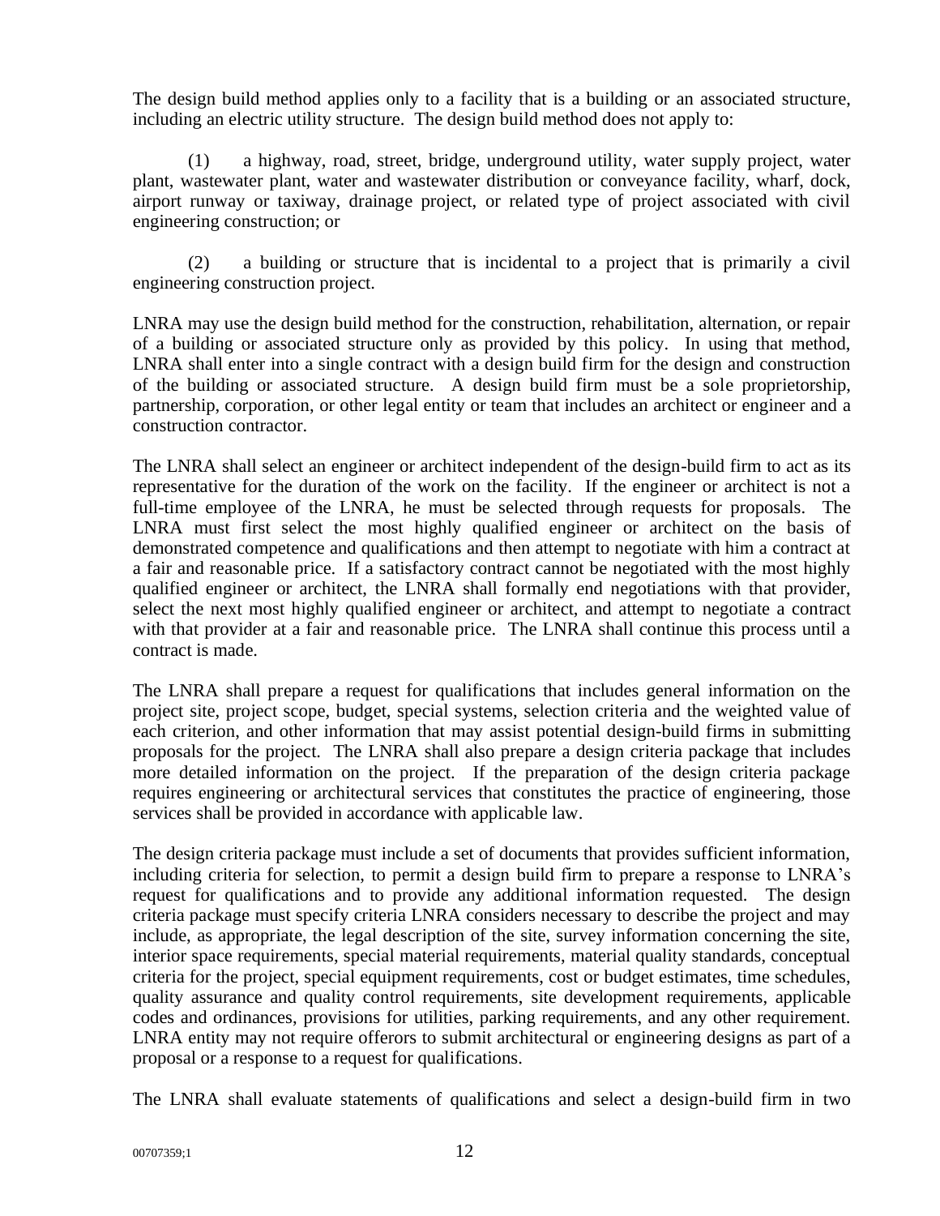The design build method applies only to a facility that is a building or an associated structure, including an electric utility structure. The design build method does not apply to:

(1) a highway, road, street, bridge, underground utility, water supply project, water plant, wastewater plant, water and wastewater distribution or conveyance facility, wharf, dock, airport runway or taxiway, drainage project, or related type of project associated with civil engineering construction; or

(2) a building or structure that is incidental to a project that is primarily a civil engineering construction project.

LNRA may use the design build method for the construction, rehabilitation, alternation, or repair of a building or associated structure only as provided by this policy. In using that method, LNRA shall enter into a single contract with a design build firm for the design and construction of the building or associated structure. A design build firm must be a sole proprietorship, partnership, corporation, or other legal entity or team that includes an architect or engineer and a construction contractor.

The LNRA shall select an engineer or architect independent of the design-build firm to act as its representative for the duration of the work on the facility. If the engineer or architect is not a full-time employee of the LNRA, he must be selected through requests for proposals. The LNRA must first select the most highly qualified engineer or architect on the basis of demonstrated competence and qualifications and then attempt to negotiate with him a contract at a fair and reasonable price. If a satisfactory contract cannot be negotiated with the most highly qualified engineer or architect, the LNRA shall formally end negotiations with that provider, select the next most highly qualified engineer or architect, and attempt to negotiate a contract with that provider at a fair and reasonable price. The LNRA shall continue this process until a contract is made.

The LNRA shall prepare a request for qualifications that includes general information on the project site, project scope, budget, special systems, selection criteria and the weighted value of each criterion, and other information that may assist potential design-build firms in submitting proposals for the project. The LNRA shall also prepare a design criteria package that includes more detailed information on the project. If the preparation of the design criteria package requires engineering or architectural services that constitutes the practice of engineering, those services shall be provided in accordance with applicable law.

The design criteria package must include a set of documents that provides sufficient information, including criteria for selection, to permit a design build firm to prepare a response to LNRA's request for qualifications and to provide any additional information requested. The design criteria package must specify criteria LNRA considers necessary to describe the project and may include, as appropriate, the legal description of the site, survey information concerning the site, interior space requirements, special material requirements, material quality standards, conceptual criteria for the project, special equipment requirements, cost or budget estimates, time schedules, quality assurance and quality control requirements, site development requirements, applicable codes and ordinances, provisions for utilities, parking requirements, and any other requirement. LNRA entity may not require offerors to submit architectural or engineering designs as part of a proposal or a response to a request for qualifications.

The LNRA shall evaluate statements of qualifications and select a design-build firm in two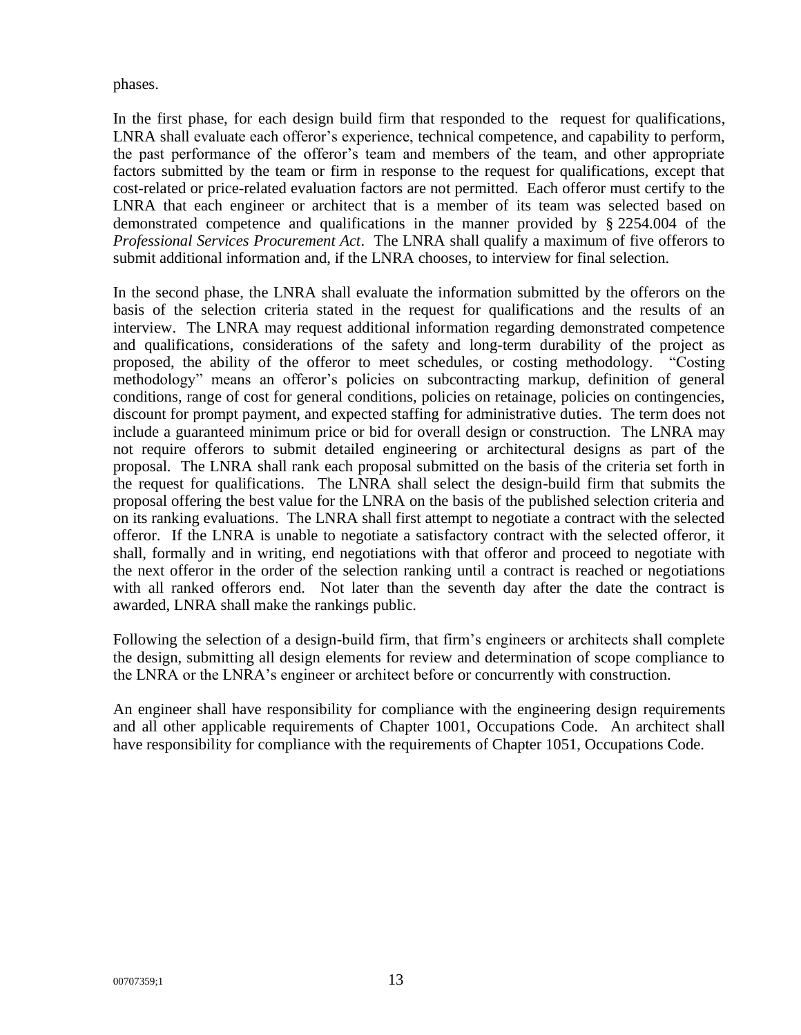phases.

In the first phase, for each design build firm that responded to the request for qualifications, LNRA shall evaluate each offeror's experience, technical competence, and capability to perform, the past performance of the offeror's team and members of the team, and other appropriate factors submitted by the team or firm in response to the request for qualifications, except that cost-related or price-related evaluation factors are not permitted. Each offeror must certify to the LNRA that each engineer or architect that is a member of its team was selected based on demonstrated competence and qualifications in the manner provided by § 2254.004 of the *Professional Services Procurement Act*. The LNRA shall qualify a maximum of five offerors to submit additional information and, if the LNRA chooses, to interview for final selection.

In the second phase, the LNRA shall evaluate the information submitted by the offerors on the basis of the selection criteria stated in the request for qualifications and the results of an interview. The LNRA may request additional information regarding demonstrated competence and qualifications, considerations of the safety and long-term durability of the project as proposed, the ability of the offeror to meet schedules, or costing methodology. "Costing methodology" means an offeror's policies on subcontracting markup, definition of general conditions, range of cost for general conditions, policies on retainage, policies on contingencies, discount for prompt payment, and expected staffing for administrative duties. The term does not include a guaranteed minimum price or bid for overall design or construction. The LNRA may not require offerors to submit detailed engineering or architectural designs as part of the proposal. The LNRA shall rank each proposal submitted on the basis of the criteria set forth in the request for qualifications. The LNRA shall select the design-build firm that submits the proposal offering the best value for the LNRA on the basis of the published selection criteria and on its ranking evaluations. The LNRA shall first attempt to negotiate a contract with the selected offeror. If the LNRA is unable to negotiate a satisfactory contract with the selected offeror, it shall, formally and in writing, end negotiations with that offeror and proceed to negotiate with the next offeror in the order of the selection ranking until a contract is reached or negotiations with all ranked offerors end. Not later than the seventh day after the date the contract is awarded, LNRA shall make the rankings public.

Following the selection of a design-build firm, that firm's engineers or architects shall complete the design, submitting all design elements for review and determination of scope compliance to the LNRA or the LNRA's engineer or architect before or concurrently with construction.

An engineer shall have responsibility for compliance with the engineering design requirements and all other applicable requirements of Chapter 1001, Occupations Code. An architect shall have responsibility for compliance with the requirements of Chapter 1051, Occupations Code.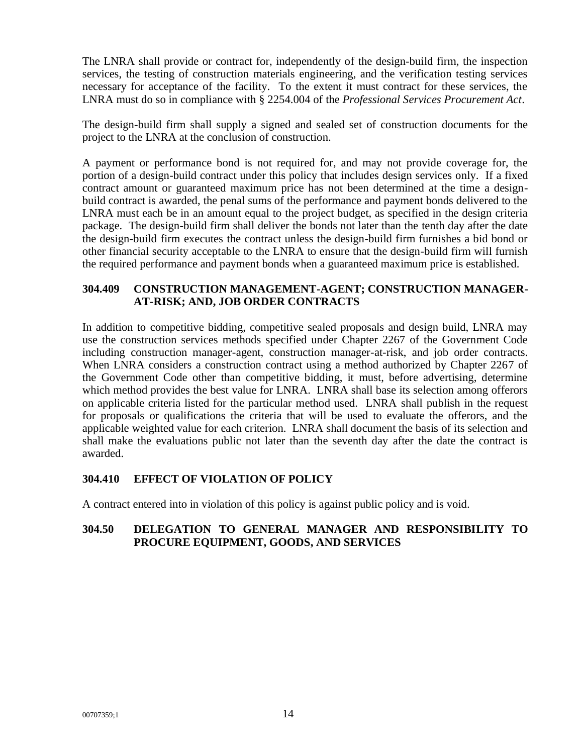The LNRA shall provide or contract for, independently of the design-build firm, the inspection services, the testing of construction materials engineering, and the verification testing services necessary for acceptance of the facility. To the extent it must contract for these services, the LNRA must do so in compliance with § 2254.004 of the *Professional Services Procurement Act*.

The design-build firm shall supply a signed and sealed set of construction documents for the project to the LNRA at the conclusion of construction.

A payment or performance bond is not required for, and may not provide coverage for, the portion of a design-build contract under this policy that includes design services only. If a fixed contract amount or guaranteed maximum price has not been determined at the time a design-build contract is awarded, the penal sums of the performance and payment bonds delivered to the LNRA must each be in an amount equal to the project budget, as specified in the design criteria package. The design-build firm shall deliver the bonds not later than the tenth day after the date the design-build firm executes the contract unless the design-build firm furnishes a bid bond or other financial security acceptable to the LNRA to ensure that the design-build firm will furnish the required performance and payment bonds when a guaranteed maximum price is established.

### 304.409 CONSTRUCTION MANAGEMENT-AGENT; CONSTRUCTION MANAGER-AT-RISK; AND, JOB ORDER CONTRACTS

In addition to competitive bidding, competitive sealed proposals and design build, LNRA may use the construction services methods specified under Chapter 2267 of the Government Code including construction manager-agent, construction manager-at-risk, and job order contracts. When LNRA considers a construction contract using a method authorized by Chapter 2267 of the Government Code other than competitive bidding, it must, before advertising, determine which method provides the best value for LNRA. LNRA shall base its selection among offerors on applicable criteria listed for the particular method used. LNRA shall publish in the request for proposals or qualifications the criteria that will be used to evaluate the offerors, and the applicable weighted value for each criterion. LNRA shall document the basis of its selection and shall make the evaluations public not later than the seventh day after the date the contract is awarded.

### 304.410 EFFECT OF VIOLATION OF POLICY

A contract entered into in violation of this policy is against public policy and is void.

### 304.50 DELEGATION TO GENERAL MANAGER AND RESPONSIBILITY TO PROCURE EQUIPMENT, GOODS, AND SERVICES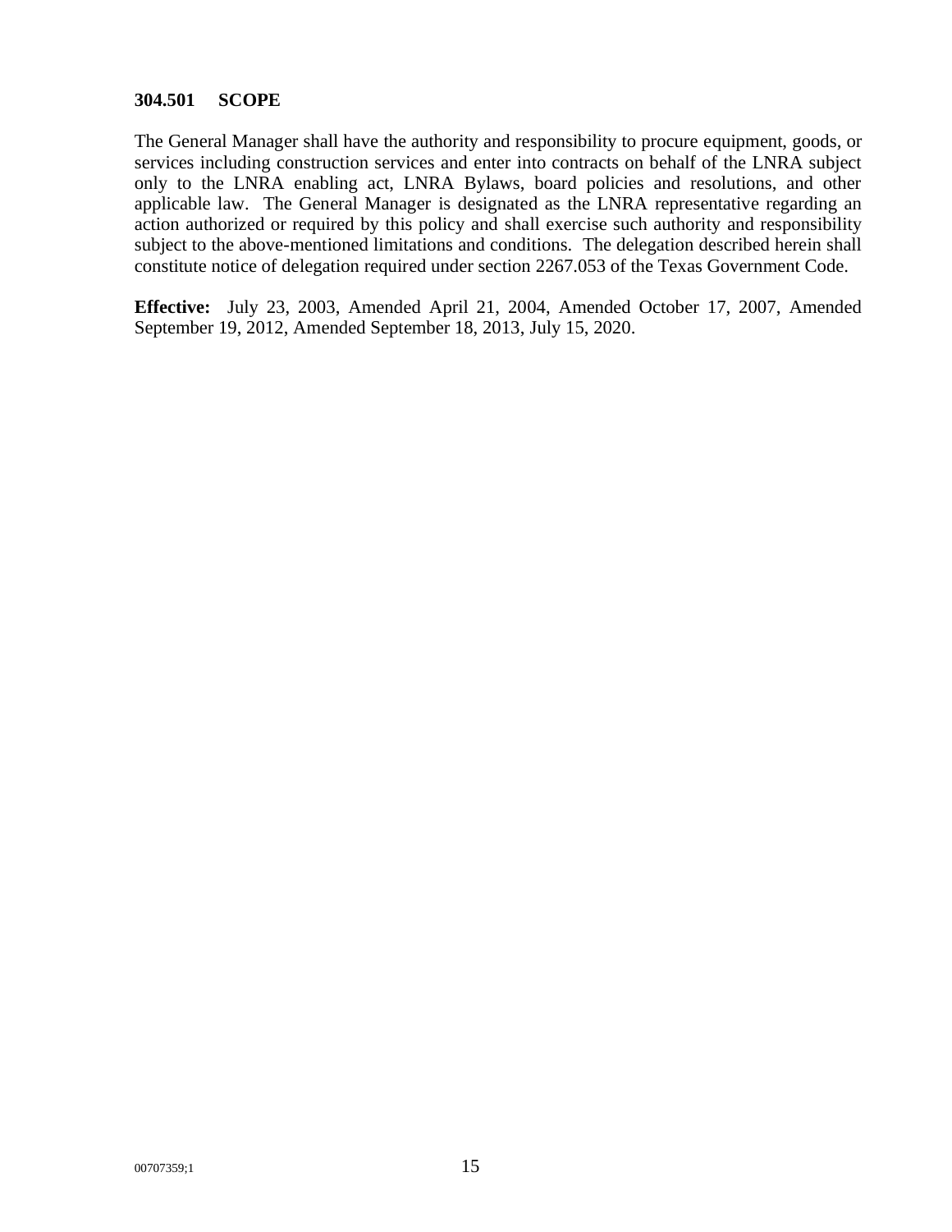### 304.501 SCOPE

The General Manager shall have the authority and responsibility to procure equipment, goods, or services including construction services and enter into contracts on behalf of the LNRA subject only to the LNRA enabling act, LNRA Bylaws, board policies and resolutions, and other applicable law. The General Manager is designated as the LNRA representative regarding an action authorized or required by this policy and shall exercise such authority and responsibility subject to the above-mentioned limitations and conditions. The delegation described herein shall constitute notice of delegation required under section 2267.053 of the Texas Government Code.

**Effective:** July 23, 2003, Amended April 21, 2004, Amended October 17, 2007, Amended September 19, 2012, Amended September 18, 2013, July 15, 2020.